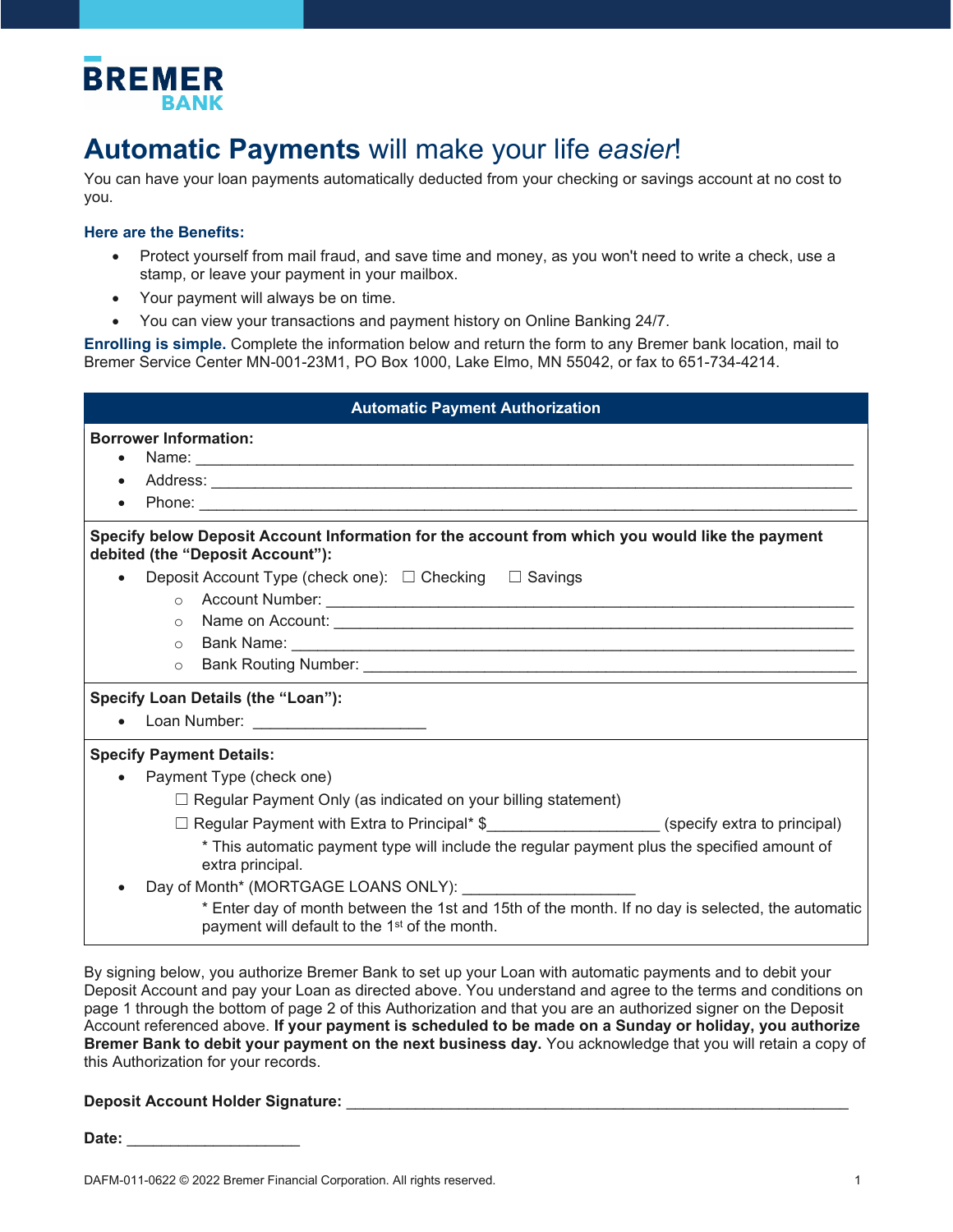BREMER BANK

# **Automatic Payments** will make your life *easier*!

You can have your loan payments automatically deducted from your checking or savings account at no cost to you.

### Here are the Benefits:

- Protect yourself from mail fraud, and save time and money, as you won't need to write a check, use a stamp, or leave your payment in your mailbox.
- Your payment will always be on time.
- You can view your transactions and payment history on Online Banking 24/7.

**Enrolling is simple.** Complete the information below and return the form to any Bremer bank location, mail to Bremer Service Center MN-001-23M1, PO Box 1000, Lake Elmo, MN 55042, or fax to 651-734-4214.

## Automatic Payment Authorization

**Borrower Information:**

- Name: ______________________________________________________________________
- Address: ____________________________________________________________________
- Phone: ______________________________________________________________________

**Specify below Deposit Account Information for the account from which you would like the payment debited (the "Deposit Account"):**

- Deposit Account Type (check one): ☐ Checking ☐ Savings
    - Account Number: _______________________________________________________
    - Name on Account: ______________________________________________________
    - Bank Name: ___________________________________________________________
    - Bank Routing Number: __________________________________________________

**Specify Loan Details (the "Loan"):**

- Loan Number: ____________________

**Specify Payment Details:**

- Payment Type (check one)
    - ☐ Regular Payment Only (as indicated on your billing statement)
    - ☐ Regular Payment with Extra to Principal* $___________________ (specify extra to principal)

      * This automatic payment type will include the regular payment plus the specified amount of extra principal.
- Day of Month* (MORTGAGE LOANS ONLY): ___________________

  * Enter day of month between the 1st and 15th of the month. If no day is selected, the automatic payment will default to the 1st of the month.

By signing below, you authorize Bremer Bank to set up your Loan with automatic payments and to debit your Deposit Account and pay your Loan as directed above. You understand and agree to the terms and conditions on page 1 through the bottom of page 2 of this Authorization and that you are an authorized signer on the Deposit Account referenced above. **If your payment is scheduled to be made on a Sunday or holiday, you authorize Bremer Bank to debit your payment on the next business day.** You acknowledge that you will retain a copy of this Authorization for your records.

**Deposit Account Holder Signature:** ________________________________________________

**Date:** ____________________

DAFM-011-0622 © 2022 Bremer Financial Corporation. All rights reserved.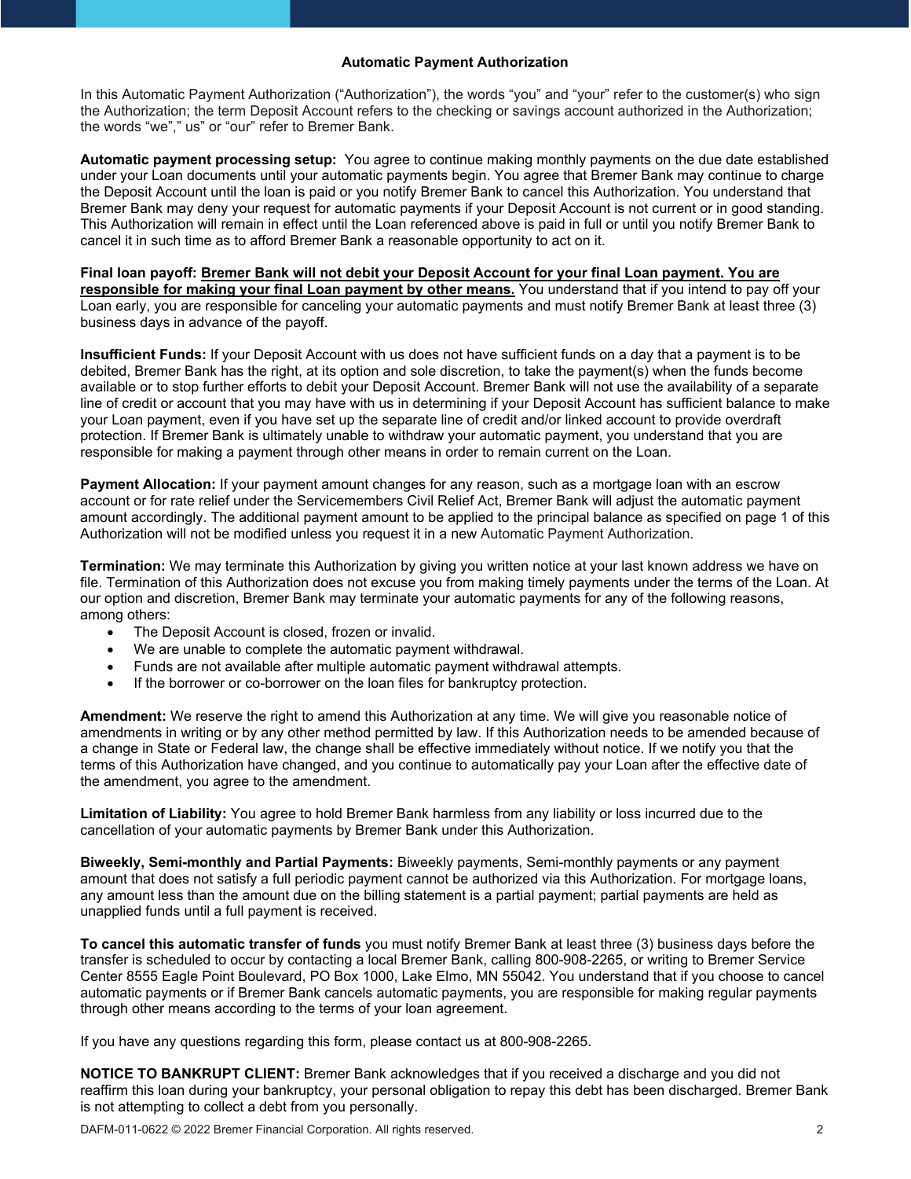## Automatic Payment Authorization

In this Automatic Payment Authorization ("Authorization"), the words "you" and "your" refer to the customer(s) who sign the Authorization; the term Deposit Account refers to the checking or savings account authorized in the Authorization; the words "we"," us" or "our" refer to Bremer Bank.

**Automatic payment processing setup:** You agree to continue making monthly payments on the due date established under your Loan documents until your automatic payments begin. You agree that Bremer Bank may continue to charge the Deposit Account until the loan is paid or you notify Bremer Bank to cancel this Authorization. You understand that Bremer Bank may deny your request for automatic payments if your Deposit Account is not current or in good standing. This Authorization will remain in effect until the Loan referenced above is paid in full or until you notify Bremer Bank to cancel it in such time as to afford Bremer Bank a reasonable opportunity to act on it.

**Final loan payoff: <u>Bremer Bank will not debit your Deposit Account for your final Loan payment. You are responsible for making your final Loan payment by other means.</u>** You understand that if you intend to pay off your Loan early, you are responsible for canceling your automatic payments and must notify Bremer Bank at least three (3) business days in advance of the payoff.

**Insufficient Funds:** If your Deposit Account with us does not have sufficient funds on a day that a payment is to be debited, Bremer Bank has the right, at its option and sole discretion, to take the payment(s) when the funds become available or to stop further efforts to debit your Deposit Account. Bremer Bank will not use the availability of a separate line of credit or account that you may have with us in determining if your Deposit Account has sufficient balance to make your Loan payment, even if you have set up the separate line of credit and/or linked account to provide overdraft protection. If Bremer Bank is ultimately unable to withdraw your automatic payment, you understand that you are responsible for making a payment through other means in order to remain current on the Loan.

**Payment Allocation:** If your payment amount changes for any reason, such as a mortgage loan with an escrow account or for rate relief under the Servicemembers Civil Relief Act, Bremer Bank will adjust the automatic payment amount accordingly. The additional payment amount to be applied to the principal balance as specified on page 1 of this Authorization will not be modified unless you request it in a new Automatic Payment Authorization.

**Termination:** We may terminate this Authorization by giving you written notice at your last known address we have on file. Termination of this Authorization does not excuse you from making timely payments under the terms of the Loan. At our option and discretion, Bremer Bank may terminate your automatic payments for any of the following reasons, among others:

- The Deposit Account is closed, frozen or invalid.
- We are unable to complete the automatic payment withdrawal.
- Funds are not available after multiple automatic payment withdrawal attempts.
- If the borrower or co-borrower on the loan files for bankruptcy protection.

**Amendment:** We reserve the right to amend this Authorization at any time. We will give you reasonable notice of amendments in writing or by any other method permitted by law. If this Authorization needs to be amended because of a change in State or Federal law, the change shall be effective immediately without notice. If we notify you that the terms of this Authorization have changed, and you continue to automatically pay your Loan after the effective date of the amendment, you agree to the amendment.

**Limitation of Liability:** You agree to hold Bremer Bank harmless from any liability or loss incurred due to the cancellation of your automatic payments by Bremer Bank under this Authorization.

**Biweekly, Semi-monthly and Partial Payments:** Biweekly payments, Semi-monthly payments or any payment amount that does not satisfy a full periodic payment cannot be authorized via this Authorization. For mortgage loans, any amount less than the amount due on the billing statement is a partial payment; partial payments are held as unapplied funds until a full payment is received.

**To cancel this automatic transfer of funds** you must notify Bremer Bank at least three (3) business days before the transfer is scheduled to occur by contacting a local Bremer Bank, calling 800-908-2265, or writing to Bremer Service Center 8555 Eagle Point Boulevard, PO Box 1000, Lake Elmo, MN 55042. You understand that if you choose to cancel automatic payments or if Bremer Bank cancels automatic payments, you are responsible for making regular payments through other means according to the terms of your loan agreement.

If you have any questions regarding this form, please contact us at 800-908-2265.

**NOTICE TO BANKRUPT CLIENT:** Bremer Bank acknowledges that if you received a discharge and you did not reaffirm this loan during your bankruptcy, your personal obligation to repay this debt has been discharged. Bremer Bank is not attempting to collect a debt from you personally.

DAFM-011-0622 © 2022 Bremer Financial Corporation. All rights reserved.